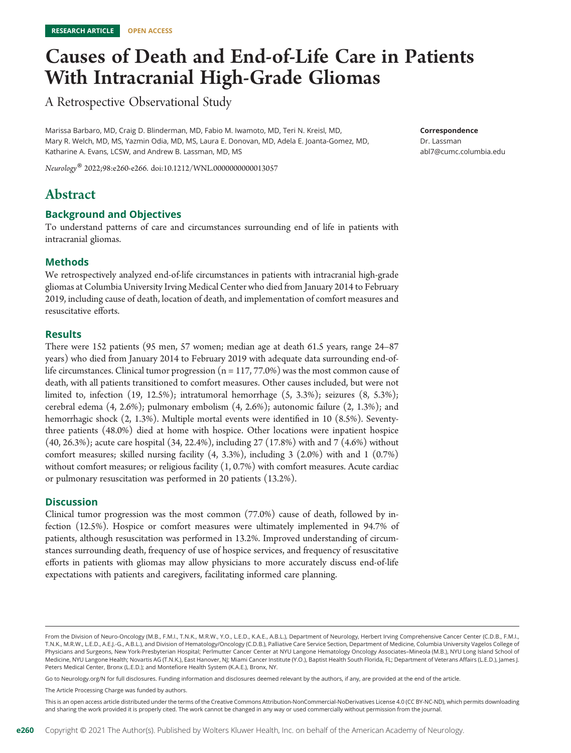RESEARCH ARTICLE OPEN ACCESS

# Causes of Death and End-of-Life Care in Patients With Intracranial High-Grade Gliomas

A Retrospective Observational Study

Marissa Barbaro, MD, Craig D. Blinderman, MD, Fabio M. Iwamoto, MD, Teri N. Kreisl, MD, Mary R. Welch, MD, MS, Yazmin Odia, MD, MS, Laura E. Donovan, MD, Adela E. Joanta-Gomez, MD, Katharine A. Evans, LCSW, and Andrew B. Lassman, MD, MS

*Neurology*® 2022;98:e260-e266. doi:10.1212/WNL.0000000000013057

**Correspondence**
Dr. Lassman
abl7@cumc.columbia.edu

## Abstract

### Background and Objectives

To understand patterns of care and circumstances surrounding end of life in patients with intracranial gliomas.

### Methods

We retrospectively analyzed end-of-life circumstances in patients with intracranial high-grade gliomas at Columbia University Irving Medical Center who died from January 2014 to February 2019, including cause of death, location of death, and implementation of comfort measures and resuscitative efforts.

### Results

There were 152 patients (95 men, 57 women; median age at death 61.5 years, range 24–87 years) who died from January 2014 to February 2019 with adequate data surrounding end-of-life circumstances. Clinical tumor progression (n = 117, 77.0%) was the most common cause of death, with all patients transitioned to comfort measures. Other causes included, but were not limited to, infection (19, 12.5%); intratumoral hemorrhage (5, 3.3%); seizures (8, 5.3%); cerebral edema (4, 2.6%); pulmonary embolism (4, 2.6%); autonomic failure (2, 1.3%); and hemorrhagic shock (2, 1.3%). Multiple mortal events were identified in 10 (8.5%). Seventy-three patients (48.0%) died at home with hospice. Other locations were inpatient hospice (40, 26.3%); acute care hospital (34, 22.4%), including 27 (17.8%) with and 7 (4.6%) without comfort measures; skilled nursing facility (4, 3.3%), including 3 (2.0%) with and 1 (0.7%) without comfort measures; or religious facility (1, 0.7%) with comfort measures. Acute cardiac or pulmonary resuscitation was performed in 20 patients (13.2%).

### Discussion

Clinical tumor progression was the most common (77.0%) cause of death, followed by infection (12.5%). Hospice or comfort measures were ultimately implemented in 94.7% of patients, although resuscitation was performed in 13.2%. Improved understanding of circumstances surrounding death, frequency of use of hospice services, and frequency of resuscitative efforts in patients with gliomas may allow physicians to more accurately discuss end-of-life expectations with patients and caregivers, facilitating informed care planning.

From the Division of Neuro-Oncology (M.B., F.M.I., T.N.K., M.R.W., Y.O., L.E.D., K.A.E., A.B.L.), Department of Neurology, Herbert Irving Comprehensive Cancer Center (C.D.B., F.M.I., T.N.K., M.R.W., L.E.D., A.E.J.-G., A.B.L.), and Division of Hematology/Oncology (C.D.B.), Palliative Care Service Section, Department of Medicine, Columbia University Vagelos College of Physicians and Surgeons, New York-Presbyterian Hospital; Perlmutter Cancer Center at NYU Langone Hematology Oncology Associates–Mineola (M.B.), NYU Long Island School of Medicine, NYU Langone Health; Novartis AG (T.N.K.), East Hanover, NJ; Miami Cancer Institute (Y.O.), Baptist Health South Florida, FL; Department of Veterans Affairs (L.E.D.), James J. Peters Medical Center, Bronx (L.E.D.); and Montefiore Health System (K.A.E.), Bronx, NY.

Go to Neurology.org/N for full disclosures. Funding information and disclosures deemed relevant by the authors, if any, are provided at the end of the article.

The Article Processing Charge was funded by authors.

This is an open access article distributed under the terms of the Creative Commons Attribution-NonCommercial-NoDerivatives License 4.0 (CC BY-NC-ND), which permits downloading and sharing the work provided it is properly cited. The work cannot be changed in any way or used commercially without permission from the journal.

Copyright © 2021 The Author(s). Published by Wolters Kluwer Health, Inc. on behalf of the American Academy of Neurology.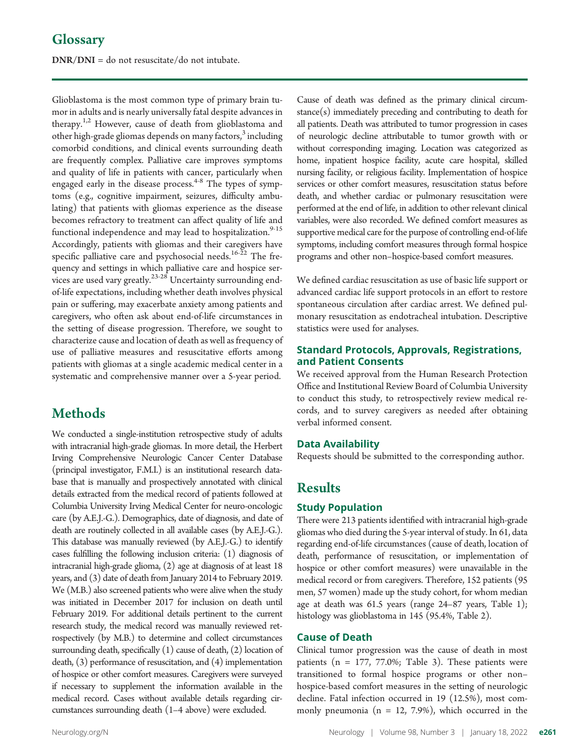## Glossary

**DNR/DNI** = do not resuscitate/do not intubate.

Glioblastoma is the most common type of primary brain tumor in adults and is nearly universally fatal despite advances in therapy.[1,2] However, cause of death from glioblastoma and other high-grade gliomas depends on many factors,[3] including comorbid conditions, and clinical events surrounding death are frequently complex. Palliative care improves symptoms and quality of life in patients with cancer, particularly when engaged early in the disease process.[4-8] The types of symptoms (e.g., cognitive impairment, seizures, difficulty ambulating) that patients with gliomas experience as the disease becomes refractory to treatment can affect quality of life and functional independence and may lead to hospitalization.[9-15] Accordingly, patients with gliomas and their caregivers have specific palliative care and psychosocial needs.[16-22] The frequency and settings in which palliative care and hospice services are used vary greatly.[23-28] Uncertainty surrounding end-of-life expectations, including whether death involves physical pain or suffering, may exacerbate anxiety among patients and caregivers, who often ask about end-of-life circumstances in the setting of disease progression. Therefore, we sought to characterize cause and location of death as well as frequency of use of palliative measures and resuscitative efforts among patients with gliomas at a single academic medical center in a systematic and comprehensive manner over a 5-year period.

# Methods

We conducted a single-institution retrospective study of adults with intracranial high-grade gliomas. In more detail, the Herbert Irving Comprehensive Neurologic Cancer Center Database (principal investigator, F.M.I.) is an institutional research database that is manually and prospectively annotated with clinical details extracted from the medical record of patients followed at Columbia University Irving Medical Center for neuro-oncologic care (by A.E.J.-G.). Demographics, date of diagnosis, and date of death are routinely collected in all available cases (by A.E.J.-G.). This database was manually reviewed (by A.E.J.-G.) to identify cases fulfilling the following inclusion criteria: (1) diagnosis of intracranial high-grade glioma, (2) age at diagnosis of at least 18 years, and (3) date of death from January 2014 to February 2019. We (M.B.) also screened patients who were alive when the study was initiated in December 2017 for inclusion on death until February 2019. For additional details pertinent to the current research study, the medical record was manually reviewed retrospectively (by M.B.) to determine and collect circumstances surrounding death, specifically (1) cause of death, (2) location of death, (3) performance of resuscitation, and (4) implementation of hospice or other comfort measures. Caregivers were surveyed if necessary to supplement the information available in the medical record. Cases without available details regarding circumstances surrounding death (1–4 above) were excluded.

Cause of death was defined as the primary clinical circumstance(s) immediately preceding and contributing to death for all patients. Death was attributed to tumor progression in cases of neurologic decline attributable to tumor growth with or without corresponding imaging. Location was categorized as home, inpatient hospice facility, acute care hospital, skilled nursing facility, or religious facility. Implementation of hospice services or other comfort measures, resuscitation status before death, and whether cardiac or pulmonary resuscitation were performed at the end of life, in addition to other relevant clinical variables, were also recorded. We defined comfort measures as supportive medical care for the purpose of controlling end-of-life symptoms, including comfort measures through formal hospice programs and other non–hospice-based comfort measures.

We defined cardiac resuscitation as use of basic life support or advanced cardiac life support protocols in an effort to restore spontaneous circulation after cardiac arrest. We defined pulmonary resuscitation as endotracheal intubation. Descriptive statistics were used for analyses.

### Standard Protocols, Approvals, Registrations, and Patient Consents

We received approval from the Human Research Protection Office and Institutional Review Board of Columbia University to conduct this study, to retrospectively review medical records, and to survey caregivers as needed after obtaining verbal informed consent.

### Data Availability

Requests should be submitted to the corresponding author.

# Results

### Study Population

There were 213 patients identified with intracranial high-grade gliomas who died during the 5-year interval of study. In 61, data regarding end-of-life circumstances (cause of death, location of death, performance of resuscitation, or implementation of hospice or other comfort measures) were unavailable in the medical record or from caregivers. Therefore, 152 patients (95 men, 57 women) made up the study cohort, for whom median age at death was 61.5 years (range 24–87 years, Table 1); histology was glioblastoma in 145 (95.4%, Table 2).

### Cause of Death

Clinical tumor progression was the cause of death in most patients (n = 177, 77.0%; Table 3). These patients were transitioned to formal hospice programs or other non–hospice-based comfort measures in the setting of neurologic decline. Fatal infection occurred in 19 (12.5%), most commonly pneumonia (n = 12, 7.9%), which occurred in the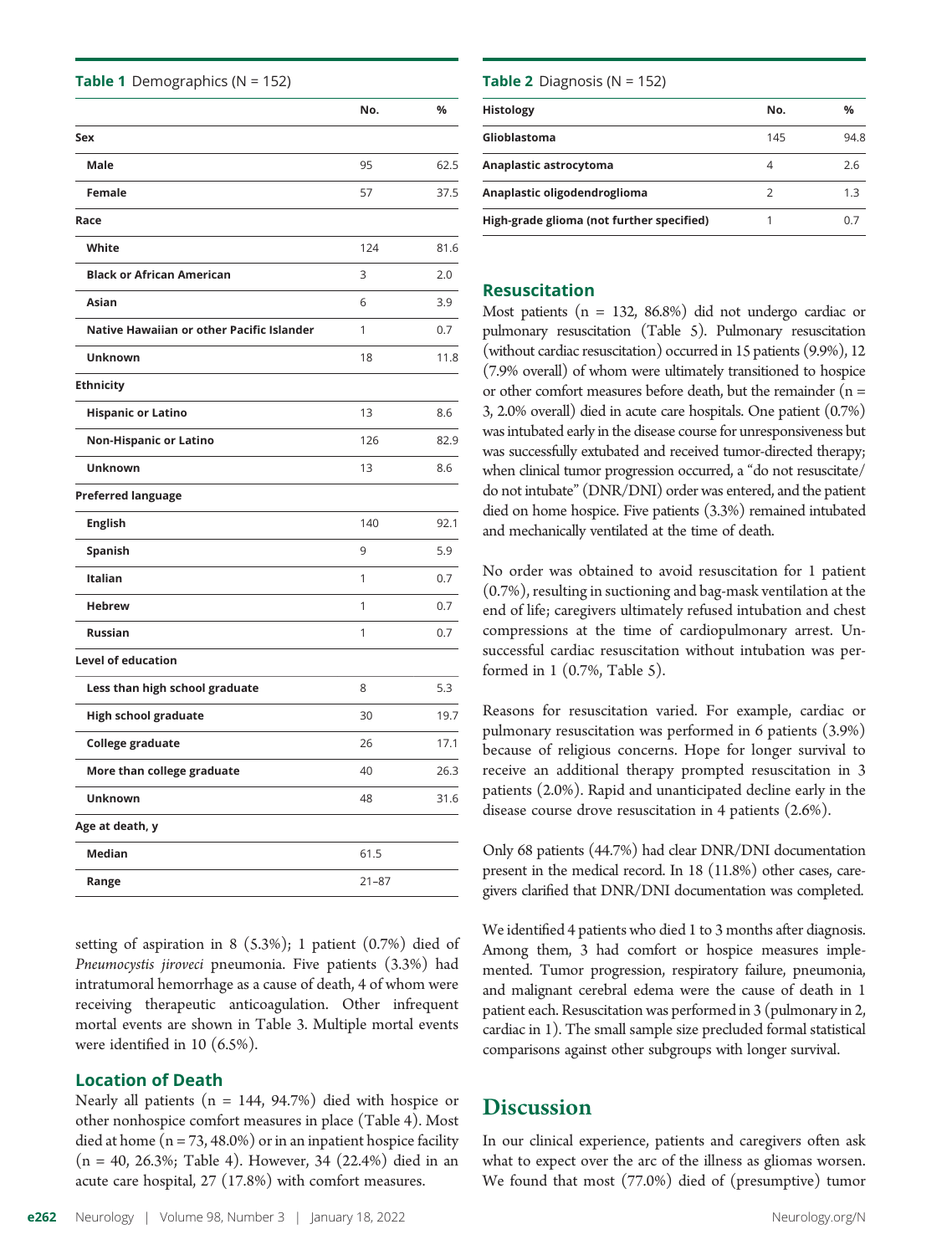**Table 1** Demographics (N = 152)

| | No. | % |
|---|---|---|
| **Sex** | | |
| Male | 95 | 62.5 |
| Female | 57 | 37.5 |
| **Race** | | |
| White | 124 | 81.6 |
| Black or African American | 3 | 2.0 |
| Asian | 6 | 3.9 |
| Native Hawaiian or other Pacific Islander | 1 | 0.7 |
| Unknown | 18 | 11.8 |
| **Ethnicity** | | |
| Hispanic or Latino | 13 | 8.6 |
| Non-Hispanic or Latino | 126 | 82.9 |
| Unknown | 13 | 8.6 |
| **Preferred language** | | |
| English | 140 | 92.1 |
| Spanish | 9 | 5.9 |
| Italian | 1 | 0.7 |
| Hebrew | 1 | 0.7 |
| Russian | 1 | 0.7 |
| **Level of education** | | |
| Less than high school graduate | 8 | 5.3 |
| High school graduate | 30 | 19.7 |
| College graduate | 26 | 17.1 |
| More than college graduate | 40 | 26.3 |
| Unknown | 48 | 31.6 |
| **Age at death, y** | | |
| Median | 61.5 | |
| Range | 21–87 | |

setting of aspiration in 8 (5.3%); 1 patient (0.7%) died of *Pneumocystis jiroveci* pneumonia. Five patients (3.3%) had intratumoral hemorrhage as a cause of death, 4 of whom were receiving therapeutic anticoagulation. Other infrequent mortal events are shown in Table 3. Multiple mortal events were identified in 10 (6.5%).

### Location of Death

Nearly all patients (n = 144, 94.7%) died with hospice or other nonhospice comfort measures in place (Table 4). Most died at home (n = 73, 48.0%) or in an inpatient hospice facility (n = 40, 26.3%; Table 4). However, 34 (22.4%) died in an acute care hospital, 27 (17.8%) with comfort measures.

**Table 2** Diagnosis (N = 152)

| Histology | No. | % |
|---|---|---|
| Glioblastoma | 145 | 94.8 |
| Anaplastic astrocytoma | 4 | 2.6 |
| Anaplastic oligodendroglioma | 2 | 1.3 |
| High-grade glioma (not further specified) | 1 | 0.7 |

### Resuscitation

Most patients (n = 132, 86.8%) did not undergo cardiac or pulmonary resuscitation (Table 5). Pulmonary resuscitation (without cardiac resuscitation) occurred in 15 patients (9.9%), 12 (7.9% overall) of whom were ultimately transitioned to hospice or other comfort measures before death, but the remainder (n = 3, 2.0% overall) died in acute care hospitals. One patient (0.7%) was intubated early in the disease course for unresponsiveness but was successfully extubated and received tumor-directed therapy; when clinical tumor progression occurred, a "do not resuscitate/do not intubate" (DNR/DNI) order was entered, and the patient died on home hospice. Five patients (3.3%) remained intubated and mechanically ventilated at the time of death.

No order was obtained to avoid resuscitation for 1 patient (0.7%), resulting in suctioning and bag-mask ventilation at the end of life; caregivers ultimately refused intubation and chest compressions at the time of cardiopulmonary arrest. Unsuccessful cardiac resuscitation without intubation was performed in 1 (0.7%, Table 5).

Reasons for resuscitation varied. For example, cardiac or pulmonary resuscitation was performed in 6 patients (3.9%) because of religious concerns. Hope for longer survival to receive an additional therapy prompted resuscitation in 3 patients (2.0%). Rapid and unanticipated decline early in the disease course drove resuscitation in 4 patients (2.6%).

Only 68 patients (44.7%) had clear DNR/DNI documentation present in the medical record. In 18 (11.8%) other cases, caregivers clarified that DNR/DNI documentation was completed.

We identified 4 patients who died 1 to 3 months after diagnosis. Among them, 3 had comfort or hospice measures implemented. Tumor progression, respiratory failure, pneumonia, and malignant cerebral edema were the cause of death in 1 patient each. Resuscitation was performed in 3 (pulmonary in 2, cardiac in 1). The small sample size precluded formal statistical comparisons against other subgroups with longer survival.

## Discussion

In our clinical experience, patients and caregivers often ask what to expect over the arc of the illness as gliomas worsen. We found that most (77.0%) died of (presumptive) tumor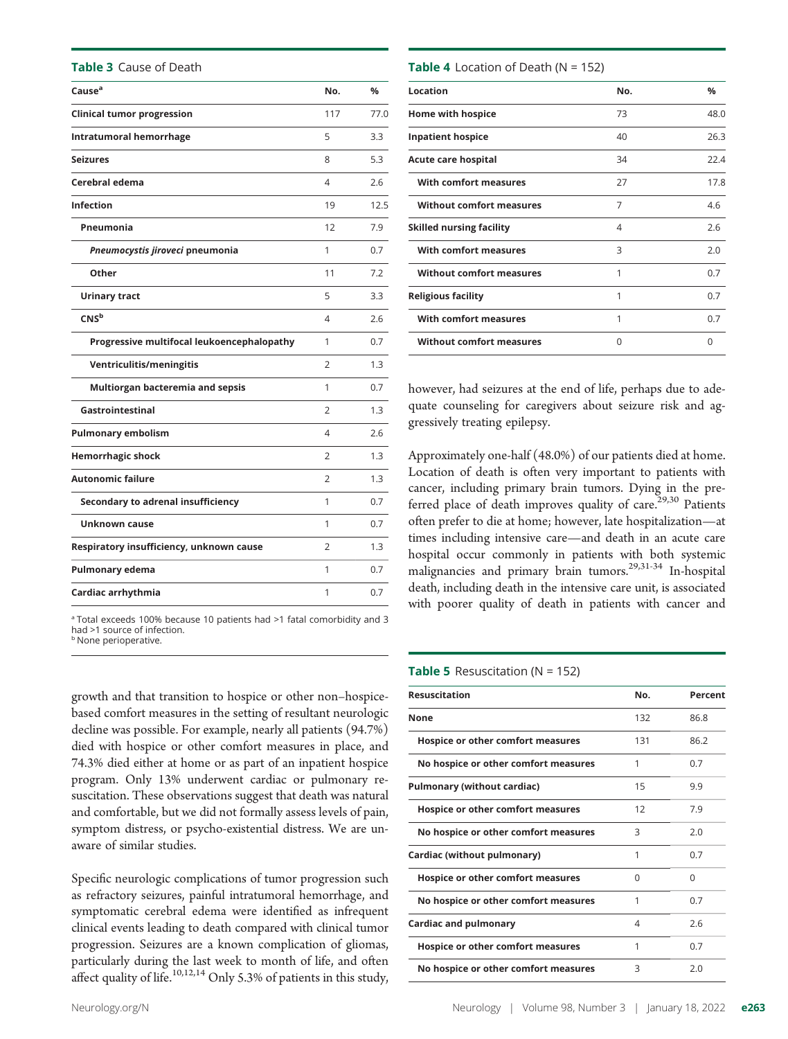**Table 3** Cause of Death

| Cause[a] | No. | % |
|---|---|---|
| **Clinical tumor progression** | 117 | 77.0 |
| **Intratumoral hemorrhage** | 5 | 3.3 |
| **Seizures** | 8 | 5.3 |
| **Cerebral edema** | 4 | 2.6 |
| **Infection** | 19 | 12.5 |
| Pneumonia | 12 | 7.9 |
| *Pneumocystis jiroveci* pneumonia | 1 | 0.7 |
| Other | 11 | 7.2 |
| Urinary tract | 5 | 3.3 |
| CNS[b] | 4 | 2.6 |
| Progressive multifocal leukoencephalopathy | 1 | 0.7 |
| Ventriculitis/meningitis | 2 | 1.3 |
| Multiorgan bacteremia and sepsis | 1 | 0.7 |
| Gastrointestinal | 2 | 1.3 |
| **Pulmonary embolism** | 4 | 2.6 |
| **Hemorrhagic shock** | 2 | 1.3 |
| **Autonomic failure** | 2 | 1.3 |
| Secondary to adrenal insufficiency | 1 | 0.7 |
| Unknown cause | 1 | 0.7 |
| **Respiratory insufficiency, unknown cause** | 2 | 1.3 |
| **Pulmonary edema** | 1 | 0.7 |
| **Cardiac arrhythmia** | 1 | 0.7 |

[a] Total exceeds 100% because 10 patients had >1 fatal comorbidity and 3 had >1 source of infection.
[b] None perioperative.

**Table 4** Location of Death (N = 152)

| Location | No. | % |
|---|---|---|
| **Home with hospice** | 73 | 48.0 |
| **Inpatient hospice** | 40 | 26.3 |
| **Acute care hospital** | 34 | 22.4 |
| With comfort measures | 27 | 17.8 |
| Without comfort measures | 7 | 4.6 |
| **Skilled nursing facility** | 4 | 2.6 |
| With comfort measures | 3 | 2.0 |
| Without comfort measures | 1 | 0.7 |
| **Religious facility** | 1 | 0.7 |
| With comfort measures | 1 | 0.7 |
| Without comfort measures | 0 | 0 |

growth and that transition to hospice or other non–hospice-based comfort measures in the setting of resultant neurologic decline was possible. For example, nearly all patients (94.7%) died with hospice or other comfort measures in place, and 74.3% died either at home or as part of an inpatient hospice program. Only 13% underwent cardiac or pulmonary resuscitation. These observations suggest that death was natural and comfortable, but we did not formally assess levels of pain, symptom distress, or psycho-existential distress. We are unaware of similar studies.

Specific neurologic complications of tumor progression such as refractory seizures, painful intratumoral hemorrhage, and symptomatic cerebral edema were identified as infrequent clinical events leading to death compared with clinical tumor progression. Seizures are a known complication of gliomas, particularly during the last week to month of life, and often affect quality of life.[10,12,14] Only 5.3% of patients in this study, however, had seizures at the end of life, perhaps due to adequate counseling for caregivers about seizure risk and aggressively treating epilepsy.

Approximately one-half (48.0%) of our patients died at home. Location of death is often very important to patients with cancer, including primary brain tumors. Dying in the preferred place of death improves quality of care.[29,30] Patients often prefer to die at home; however, late hospitalization—at times including intensive care—and death in an acute care hospital occur commonly in patients with both systemic malignancies and primary brain tumors.[29,31-34] In-hospital death, including death in the intensive care unit, is associated with poorer quality of death in patients with cancer and

**Table 5** Resuscitation (N = 152)

| Resuscitation | No. | Percent |
|---|---|---|
| **None** | 132 | 86.8 |
| Hospice or other comfort measures | 131 | 86.2 |
| No hospice or other comfort measures | 1 | 0.7 |
| **Pulmonary (without cardiac)** | 15 | 9.9 |
| Hospice or other comfort measures | 12 | 7.9 |
| No hospice or other comfort measures | 3 | 2.0 |
| **Cardiac (without pulmonary)** | 1 | 0.7 |
| Hospice or other comfort measures | 0 | 0 |
| No hospice or other comfort measures | 1 | 0.7 |
| **Cardiac and pulmonary** | 4 | 2.6 |
| Hospice or other comfort measures | 1 | 0.7 |
| No hospice or other comfort measures | 3 | 2.0 |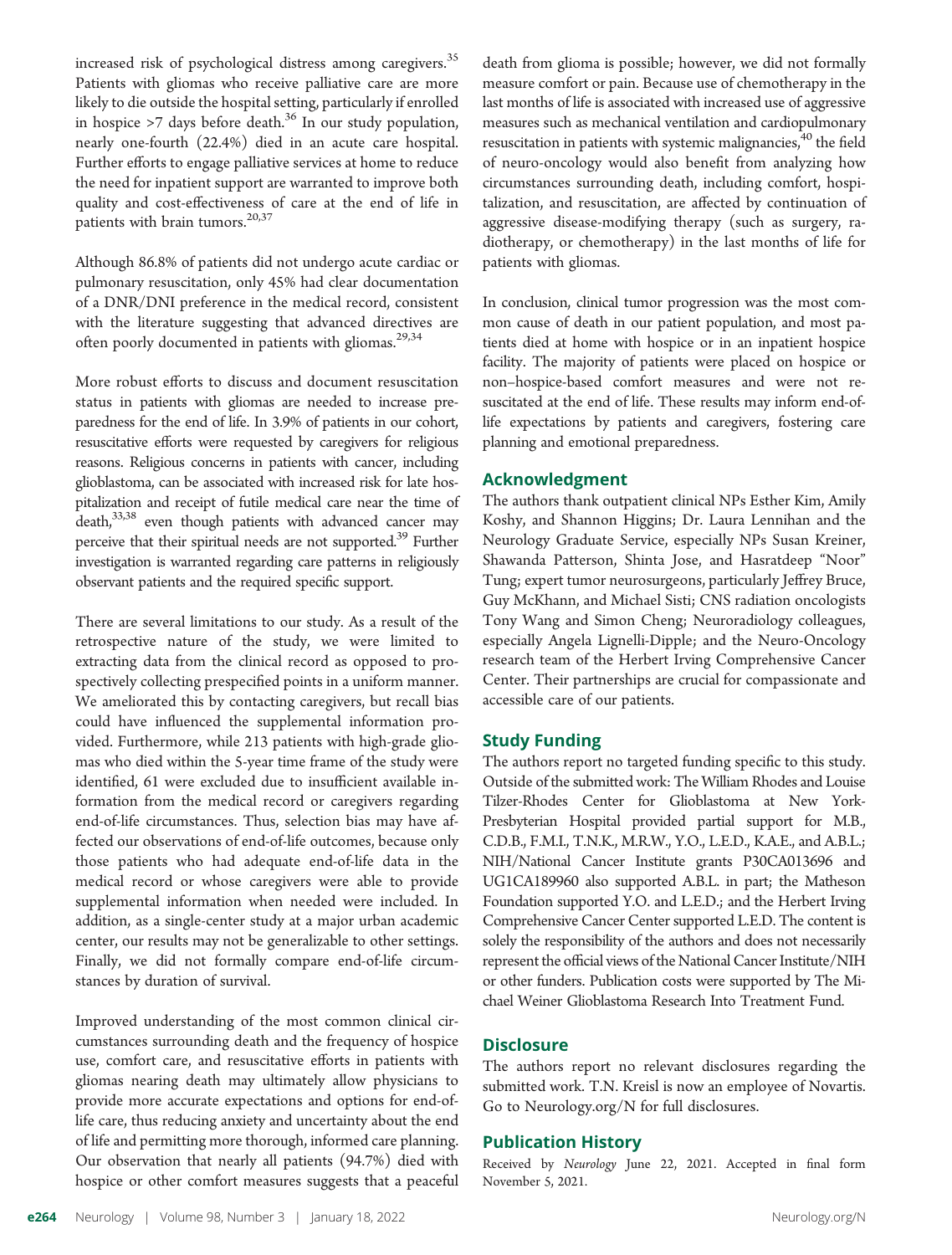increased risk of psychological distress among caregivers.[35] Patients with gliomas who receive palliative care are more likely to die outside the hospital setting, particularly if enrolled in hospice >7 days before death.[36] In our study population, nearly one-fourth (22.4%) died in an acute care hospital. Further efforts to engage palliative services at home to reduce the need for inpatient support are warranted to improve both quality and cost-effectiveness of care at the end of life in patients with brain tumors.[20,37]

Although 86.8% of patients did not undergo acute cardiac or pulmonary resuscitation, only 45% had clear documentation of a DNR/DNI preference in the medical record, consistent with the literature suggesting that advanced directives are often poorly documented in patients with gliomas.[29,34]

More robust efforts to discuss and document resuscitation status in patients with gliomas are needed to increase preparedness for the end of life. In 3.9% of patients in our cohort, resuscitative efforts were requested by caregivers for religious reasons. Religious concerns in patients with cancer, including glioblastoma, can be associated with increased risk for late hospitalization and receipt of futile medical care near the time of death,[33,38] even though patients with advanced cancer may perceive that their spiritual needs are not supported.[39] Further investigation is warranted regarding care patterns in religiously observant patients and the required specific support.

There are several limitations to our study. As a result of the retrospective nature of the study, we were limited to extracting data from the clinical record as opposed to prospectively collecting prespecified points in a uniform manner. We ameliorated this by contacting caregivers, but recall bias could have influenced the supplemental information provided. Furthermore, while 213 patients with high-grade gliomas who died within the 5-year time frame of the study were identified, 61 were excluded due to insufficient available information from the medical record or caregivers regarding end-of-life circumstances. Thus, selection bias may have affected our observations of end-of-life outcomes, because only those patients who had adequate end-of-life data in the medical record or whose caregivers were able to provide supplemental information when needed were included. In addition, as a single-center study at a major urban academic center, our results may not be generalizable to other settings. Finally, we did not formally compare end-of-life circumstances by duration of survival.

Improved understanding of the most common clinical circumstances surrounding death and the frequency of hospice use, comfort care, and resuscitative efforts in patients with gliomas nearing death may ultimately allow physicians to provide more accurate expectations and options for end-of-life care, thus reducing anxiety and uncertainty about the end of life and permitting more thorough, informed care planning. Our observation that nearly all patients (94.7%) died with hospice or other comfort measures suggests that a peaceful death from glioma is possible; however, we did not formally measure comfort or pain. Because use of chemotherapy in the last months of life is associated with increased use of aggressive measures such as mechanical ventilation and cardiopulmonary resuscitation in patients with systemic malignancies,[40] the field of neuro-oncology would also benefit from analyzing how circumstances surrounding death, including comfort, hospitalization, and resuscitation, are affected by continuation of aggressive disease-modifying therapy (such as surgery, radiotherapy, or chemotherapy) in the last months of life for patients with gliomas.

In conclusion, clinical tumor progression was the most common cause of death in our patient population, and most patients died at home with hospice or in an inpatient hospice facility. The majority of patients were placed on hospice or non–hospice-based comfort measures and were not resuscitated at the end of life. These results may inform end-of-life expectations by patients and caregivers, fostering care planning and emotional preparedness.

## Acknowledgment

The authors thank outpatient clinical NPs Esther Kim, Amily Koshy, and Shannon Higgins; Dr. Laura Lennihan and the Neurology Graduate Service, especially NPs Susan Kreiner, Shawanda Patterson, Shinta Jose, and Hasratdeep "Noor" Tung; expert tumor neurosurgeons, particularly Jeffrey Bruce, Guy McKhann, and Michael Sisti; CNS radiation oncologists Tony Wang and Simon Cheng; Neuroradiology colleagues, especially Angela Lignelli-Dipple; and the Neuro-Oncology research team of the Herbert Irving Comprehensive Cancer Center. Their partnerships are crucial for compassionate and accessible care of our patients.

## Study Funding

The authors report no targeted funding specific to this study. Outside of the submitted work: The William Rhodes and Louise Tilzer-Rhodes Center for Glioblastoma at New York-Presbyterian Hospital provided partial support for M.B., C.D.B., F.M.I., T.N.K., M.R.W., Y.O., L.E.D., K.A.E., and A.B.L.; NIH/National Cancer Institute grants P30CA013696 and UG1CA189960 also supported A.B.L. in part; the Matheson Foundation supported Y.O. and L.E.D.; and the Herbert Irving Comprehensive Cancer Center supported L.E.D. The content is solely the responsibility of the authors and does not necessarily represent the official views of the National Cancer Institute/NIH or other funders. Publication costs were supported by The Michael Weiner Glioblastoma Research Into Treatment Fund.

## Disclosure

The authors report no relevant disclosures regarding the submitted work. T.N. Kreisl is now an employee of Novartis. Go to Neurology.org/N for full disclosures.

## Publication History

Received by *Neurology* June 22, 2021. Accepted in final form November 5, 2021.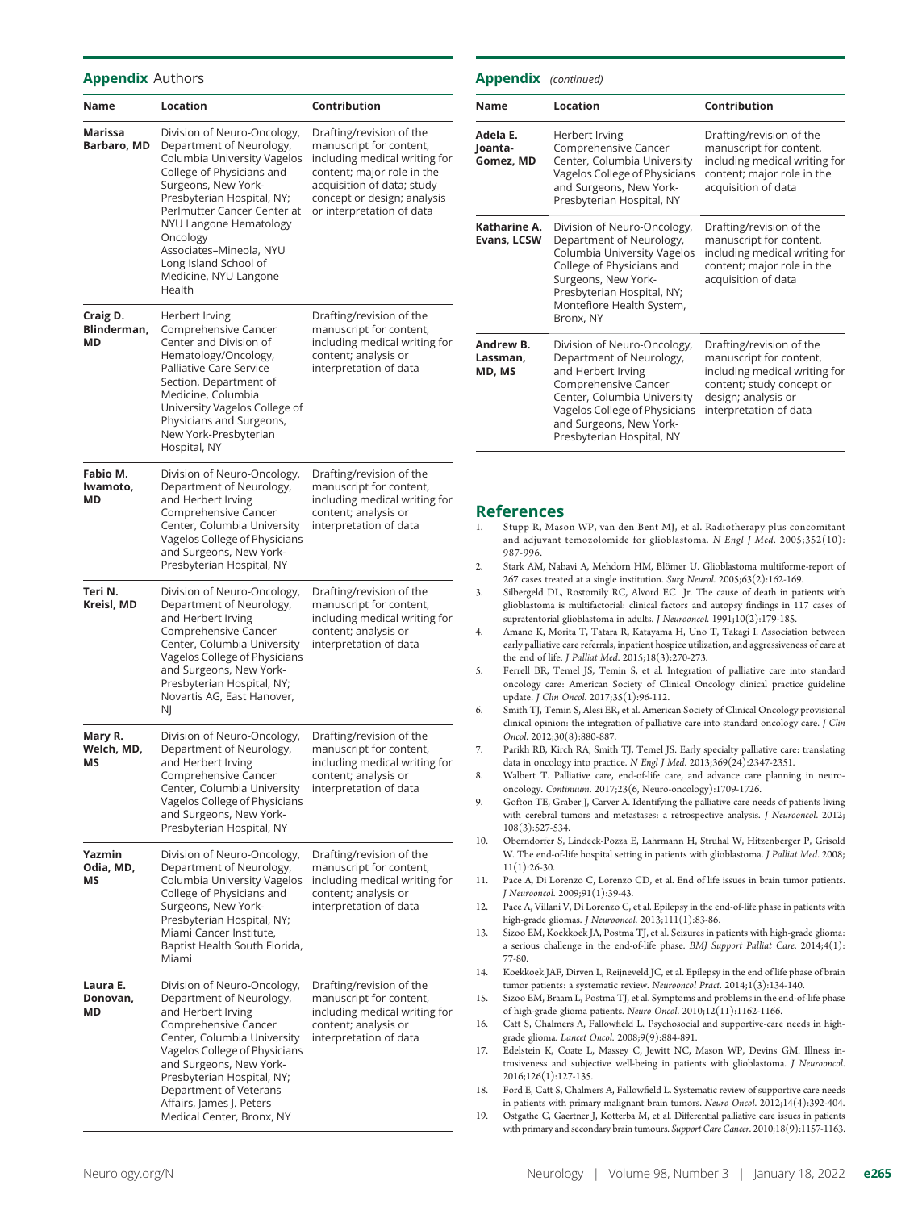## Appendix Authors

| Name | Location | Contribution |
|---|---|---|
| **Marissa Barbaro, MD** | Division of Neuro-Oncology, Department of Neurology, Columbia University Vagelos College of Physicians and Surgeons, New York-Presbyterian Hospital, NY; Perlmutter Cancer Center at NYU Langone Hematology Oncology Associates–Mineola, NYU Long Island School of Medicine, NYU Langone Health | Drafting/revision of the manuscript for content, including medical writing for content; major role in the acquisition of data; study concept or design; analysis or interpretation of data |
| **Craig D. Blinderman, MD** | Herbert Irving Comprehensive Cancer Center and Division of Hematology/Oncology, Palliative Care Service Section, Department of Medicine, Columbia University Vagelos College of Physicians and Surgeons, New York-Presbyterian Hospital, NY | Drafting/revision of the manuscript for content, including medical writing for content; analysis or interpretation of data |
| **Fabio M. Iwamoto, MD** | Division of Neuro-Oncology, Department of Neurology, and Herbert Irving Comprehensive Cancer Center, Columbia University Vagelos College of Physicians and Surgeons, New York-Presbyterian Hospital, NY | Drafting/revision of the manuscript for content, including medical writing for content; analysis or interpretation of data |
| **Teri N. Kreisl, MD** | Division of Neuro-Oncology, Department of Neurology, and Herbert Irving Comprehensive Cancer Center, Columbia University Vagelos College of Physicians and Surgeons, New York-Presbyterian Hospital, NY; Novartis AG, East Hanover, NJ | Drafting/revision of the manuscript for content, including medical writing for content; analysis or interpretation of data |
| **Mary R. Welch, MD, MS** | Division of Neuro-Oncology, Department of Neurology, and Herbert Irving Comprehensive Cancer Center, Columbia University Vagelos College of Physicians and Surgeons, New York-Presbyterian Hospital, NY | Drafting/revision of the manuscript for content, including medical writing for content; analysis or interpretation of data |
| **Yazmin Odia, MD, MS** | Division of Neuro-Oncology, Department of Neurology, Columbia University Vagelos College of Physicians and Surgeons, New York-Presbyterian Hospital, NY; Miami Cancer Institute, Baptist Health South Florida, Miami | Drafting/revision of the manuscript for content, including medical writing for content; analysis or interpretation of data |
| **Laura E. Donovan, MD** | Division of Neuro-Oncology, Department of Neurology, and Herbert Irving Comprehensive Cancer Center, Columbia University Vagelos College of Physicians and Surgeons, New York-Presbyterian Hospital, NY; Department of Veterans Affairs, James J. Peters Medical Center, Bronx, NY | Drafting/revision of the manuscript for content, including medical writing for content; analysis or interpretation of data |
| **Adela E. Joanta-Gomez, MD** | Herbert Irving Comprehensive Cancer Center, Columbia University Vagelos College of Physicians and Surgeons, New York-Presbyterian Hospital, NY | Drafting/revision of the manuscript for content, including medical writing for content; major role in the acquisition of data |
| **Katharine A. Evans, LCSW** | Division of Neuro-Oncology, Department of Neurology, Columbia University Vagelos College of Physicians and Surgeons, New York-Presbyterian Hospital, NY; Montefiore Health System, Bronx, NY | Drafting/revision of the manuscript for content, including medical writing for content; major role in the acquisition of data |
| **Andrew B. Lassman, MD, MS** | Division of Neuro-Oncology, Department of Neurology, and Herbert Irving Comprehensive Cancer Center, Columbia University Vagelos College of Physicians and Surgeons, New York-Presbyterian Hospital, NY | Drafting/revision of the manuscript for content, including medical writing for content; study concept or design; analysis or interpretation of data |

## References

1. Stupp R, Mason WP, van den Bent MJ, et al. Radiotherapy plus concomitant and adjuvant temozolomide for glioblastoma. *N Engl J Med*. 2005;352(10):987-996.
2. Stark AM, Nabavi A, Mehdorn HM, Blömer U. Glioblastoma multiforme-report of 267 cases treated at a single institution. *Surg Neurol*. 2005;63(2):162-169.
3. Silbergeld DL, Rostomily RC, Alvord EC Jr. The cause of death in patients with glioblastoma is multifactorial: clinical factors and autopsy findings in 117 cases of supratentorial glioblastoma in adults. *J Neurooncol*. 1991;10(2):179-185.
4. Amano K, Morita T, Tatara R, Katayama H, Uno T, Takagi I. Association between early palliative care referrals, inpatient hospice utilization, and aggressiveness of care at the end of life. *J Palliat Med*. 2015;18(3):270-273.
5. Ferrell BR, Temel JS, Temin S, et al. Integration of palliative care into standard oncology care: American Society of Clinical Oncology clinical practice guideline update. *J Clin Oncol*. 2017;35(1):96-112.
6. Smith TJ, Temin S, Alesi ER, et al. American Society of Clinical Oncology provisional clinical opinion: the integration of palliative care into standard oncology care. *J Clin Oncol*. 2012;30(8):880-887.
7. Parikh RB, Kirch RA, Smith TJ, Temel JS. Early specialty palliative care: translating data in oncology into practice. *N Engl J Med*. 2013;369(24):2347-2351.
8. Walbert T. Palliative care, end-of-life care, and advance care planning in neuro-oncology. *Continuum*. 2017;23(6, Neuro-oncology):1709-1726.
9. Gofton TE, Graber J, Carver A. Identifying the palliative care needs of patients living with cerebral tumors and metastases: a retrospective analysis. *J Neurooncol*. 2012;108(3):527-534.
10. Oberndorfer S, Lindeck-Pozza E, Lahrmann H, Struhal W, Hitzenberger P, Grisold W. The end-of-life hospital setting in patients with glioblastoma. *J Palliat Med*. 2008;11(1):26-30.
11. Pace A, Di Lorenzo C, Lorenzo CD, et al. End of life issues in brain tumor patients. *J Neurooncol*. 2009;91(1):39-43.
12. Pace A, Villani V, Di Lorenzo C, et al. Epilepsy in the end-of-life phase in patients with high-grade gliomas. *J Neurooncol*. 2013;111(1):83-86.
13. Sizoo EM, Koekkoek JA, Postma TJ, et al. Seizures in patients with high-grade glioma: a serious challenge in the end-of-life phase. *BMJ Support Palliat Care*. 2014;4(1):77-80.
14. Koekkoek JAF, Dirven L, Reijneveld JC, et al. Epilepsy in the end of life phase of brain tumor patients: a systematic review. *Neurooncol Pract*. 2014;1(3):134-140.
15. Sizoo EM, Braam L, Postma TJ, et al. Symptoms and problems in the end-of-life phase of high-grade glioma patients. *Neuro Oncol*. 2010;12(11):1162-1166.
16. Catt S, Chalmers A, Fallowfield L. Psychosocial and supportive-care needs in high-grade glioma. *Lancet Oncol*. 2008;9(9):884-891.
17. Edelstein K, Coate L, Massey C, Jewitt NC, Mason WP, Devins GM. Illness intrusiveness and subjective well-being in patients with glioblastoma. *J Neurooncol*. 2016;126(1):127-135.
18. Ford E, Catt S, Chalmers A, Fallowfield L. Systematic review of supportive care needs in patients with primary malignant brain tumors. *Neuro Oncol*. 2012;14(4):392-404.
19. Ostgathe C, Gaertner J, Kotterba M, et al. Differential palliative care issues in patients with primary and secondary brain tumours. *Support Care Cancer*. 2010;18(9):1157-1163.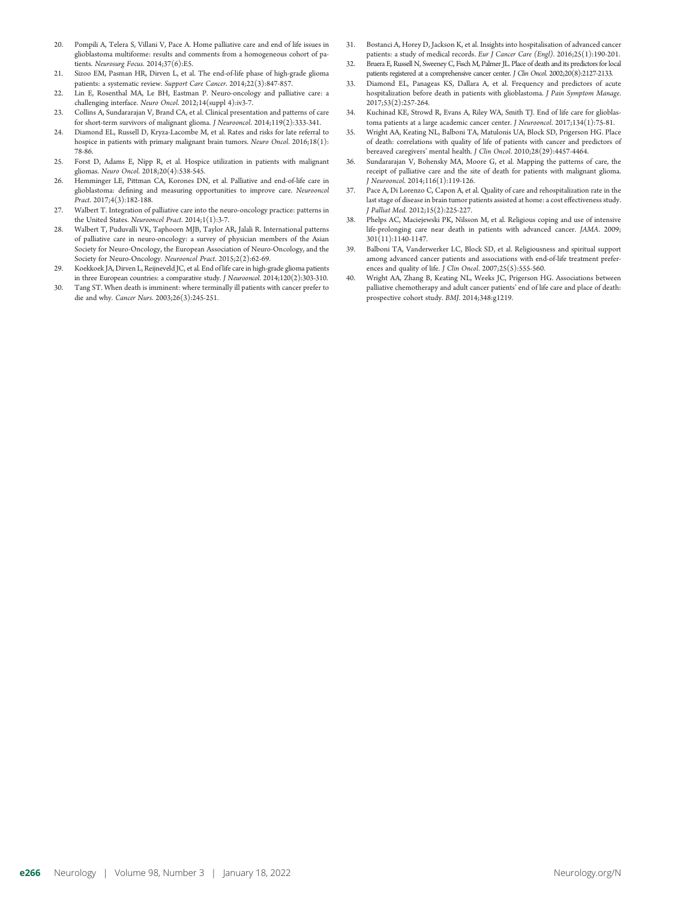20. Pompili A, Telera S, Villani V, Pace A. Home palliative care and end of life issues in glioblastoma multiforme: results and comments from a homogeneous cohort of patients. *Neurosurg Focus*. 2014;37(6):E5.
21. Sizoo EM, Pasman HR, Dirven L, et al. The end-of-life phase of high-grade glioma patients: a systematic review. *Support Care Cancer*. 2014;22(3):847-857.
22. Lin E, Rosenthal MA, Le BH, Eastman P. Neuro-oncology and palliative care: a challenging interface. *Neuro Oncol*. 2012;14(suppl 4):iv3-7.
23. Collins A, Sundararajan V, Brand CA, et al. Clinical presentation and patterns of care for short-term survivors of malignant glioma. *J Neurooncol*. 2014;119(2):333-341.
24. Diamond EL, Russell D, Kryza-Lacombe M, et al. Rates and risks for late referral to hospice in patients with primary malignant brain tumors. *Neuro Oncol*. 2016;18(1):78-86.
25. Forst D, Adams E, Nipp R, et al. Hospice utilization in patients with malignant gliomas. *Neuro Oncol*. 2018;20(4):538-545.
26. Hemminger LE, Pittman CA, Korones DN, et al. Palliative and end-of-life care in glioblastoma: defining and measuring opportunities to improve care. *Neurooncol Pract*. 2017;4(3):182-188.
27. Walbert T. Integration of palliative care into the neuro-oncology practice: patterns in the United States. *Neurooncol Pract*. 2014;1(1):3-7.
28. Walbert T, Puduvalli VK, Taphoorn MJB, Taylor AR, Jalali R. International patterns of palliative care in neuro-oncology: a survey of physician members of the Asian Society for Neuro-Oncology, the European Association of Neuro-Oncology, and the Society for Neuro-Oncology. *Neurooncol Pract*. 2015;2(2):62-69.
29. Koekkoek JA, Dirven L, Reijneveld JC, et al. End of life care in high-grade glioma patients in three European countries: a comparative study. *J Neurooncol*. 2014;120(2):303-310.
30. Tang ST. When death is imminent: where terminally ill patients with cancer prefer to die and why. *Cancer Nurs*. 2003;26(3):245-251.
31. Bostanci A, Horey D, Jackson K, et al. Insights into hospitalisation of advanced cancer patients: a study of medical records. *Eur J Cancer Care (Engl)*. 2016;25(1):190-201.
32. Bruera E, Russell N, Sweeney C, Fisch M, Palmer JL. Place of death and its predictors for local patients registered at a comprehensive cancer center. *J Clin Oncol*. 2002;20(8):2127-2133.
33. Diamond EL, Panageas KS, Dallara A, et al. Frequency and predictors of acute hospitalization before death in patients with glioblastoma. *J Pain Symptom Manage*. 2017;53(2):257-264.
34. Kuchinad KE, Strowd R, Evans A, Riley WA, Smith TJ. End of life care for glioblastoma patients at a large academic cancer center. *J Neurooncol*. 2017;134(1):75-81.
35. Wright AA, Keating NL, Balboni TA, Matulonis UA, Block SD, Prigerson HG. Place of death: correlations with quality of life of patients with cancer and predictors of bereaved caregivers' mental health. *J Clin Oncol*. 2010;28(29):4457-4464.
36. Sundararajan V, Bohensky MA, Moore G, et al. Mapping the patterns of care, the receipt of palliative care and the site of death for patients with malignant glioma. *J Neurooncol*. 2014;116(1):119-126.
37. Pace A, Di Lorenzo C, Capon A, et al. Quality of care and rehospitalization rate in the last stage of disease in brain tumor patients assisted at home: a cost effectiveness study. *J Palliat Med*. 2012;15(2):225-227.
38. Phelps AC, Maciejewski PK, Nilsson M, et al. Religious coping and use of intensive life-prolonging care near death in patients with advanced cancer. *JAMA*. 2009;301(11):1140-1147.
39. Balboni TA, Vanderwerker LC, Block SD, et al. Religiousness and spiritual support among advanced cancer patients and associations with end-of-life treatment preferences and quality of life. *J Clin Oncol*. 2007;25(5):555-560.
40. Wright AA, Zhang B, Keating NL, Weeks JC, Prigerson HG. Associations between palliative chemotherapy and adult cancer patients' end of life care and place of death: prospective cohort study. *BMJ*. 2014;348:g1219.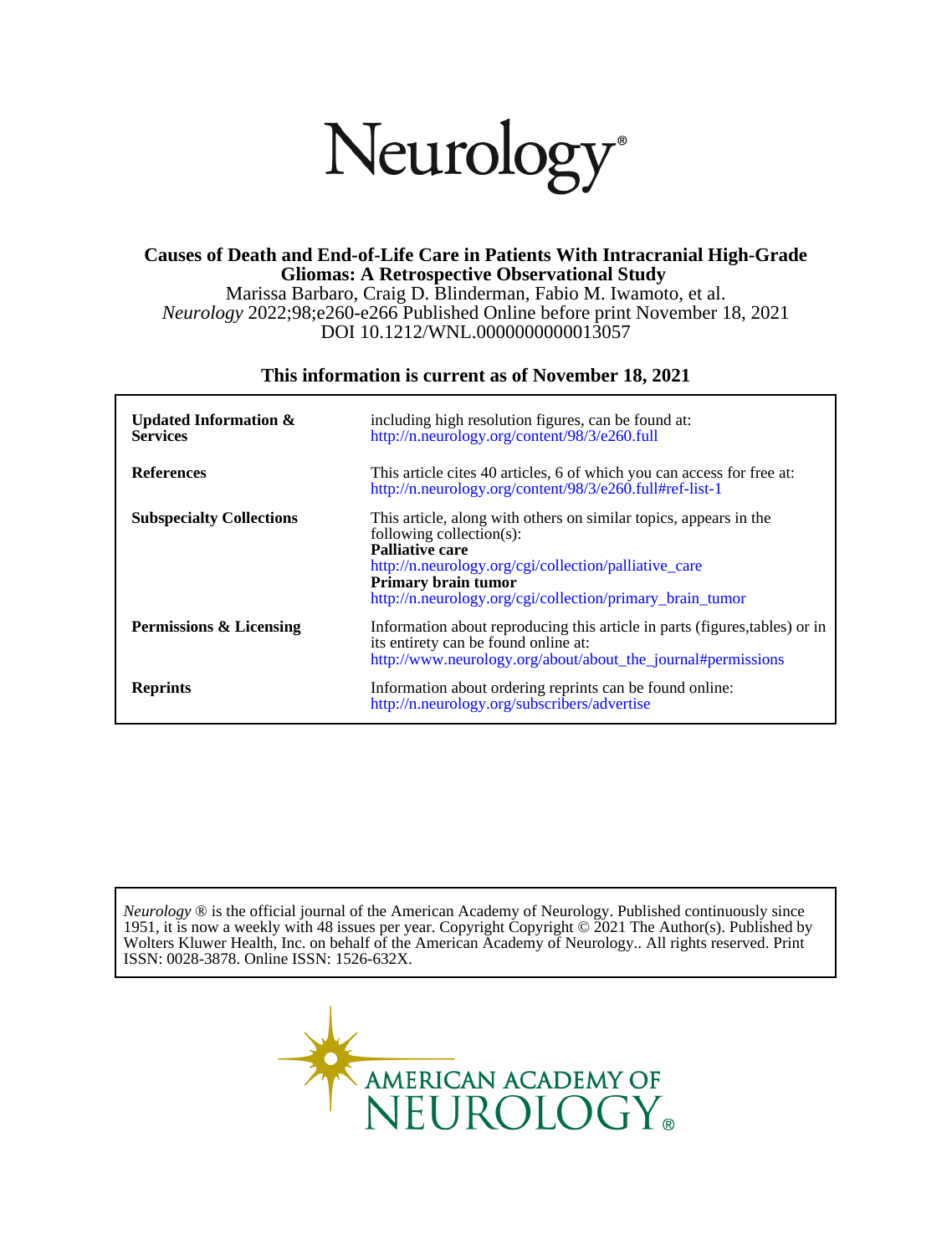# Neurology®

**Causes of Death and End-of-Life Care in Patients With Intracranial High-Grade Gliomas: A Retrospective Observational Study**

Marissa Barbaro, Craig D. Blinderman, Fabio M. Iwamoto, et al.

*Neurology* 2022;98;e260-e266 Published Online before print November 18, 2021

DOI 10.1212/WNL.0000000000013057

**This information is current as of November 18, 2021**

| | |
|---|---|
| **Updated Information & Services** | including high resolution figures, can be found at: http://n.neurology.org/content/98/3/e260.full |
| **References** | This article cites 40 articles, 6 of which you can access for free at: http://n.neurology.org/content/98/3/e260.full#ref-list-1 |
| **Subspecialty Collections** | This article, along with others on similar topics, appears in the following collection(s): **Palliative care** http://n.neurology.org/cgi/collection/palliative_care **Primary brain tumor** http://n.neurology.org/cgi/collection/primary_brain_tumor |
| **Permissions & Licensing** | Information about reproducing this article in parts (figures,tables) or in its entirety can be found online at: http://www.neurology.org/about/about_the_journal#permissions |
| **Reprints** | Information about ordering reprints can be found online: http://n.neurology.org/subscribers/advertise |

*Neurology* ® is the official journal of the American Academy of Neurology. Published continuously since 1951, it is now a weekly with 48 issues per year. Copyright Copyright © 2021 The Author(s). Published by Wolters Kluwer Health, Inc. on behalf of the American Academy of Neurology.. All rights reserved. Print ISSN: 0028-3878. Online ISSN: 1526-632X.

AMERICAN ACADEMY OF NEUROLOGY®